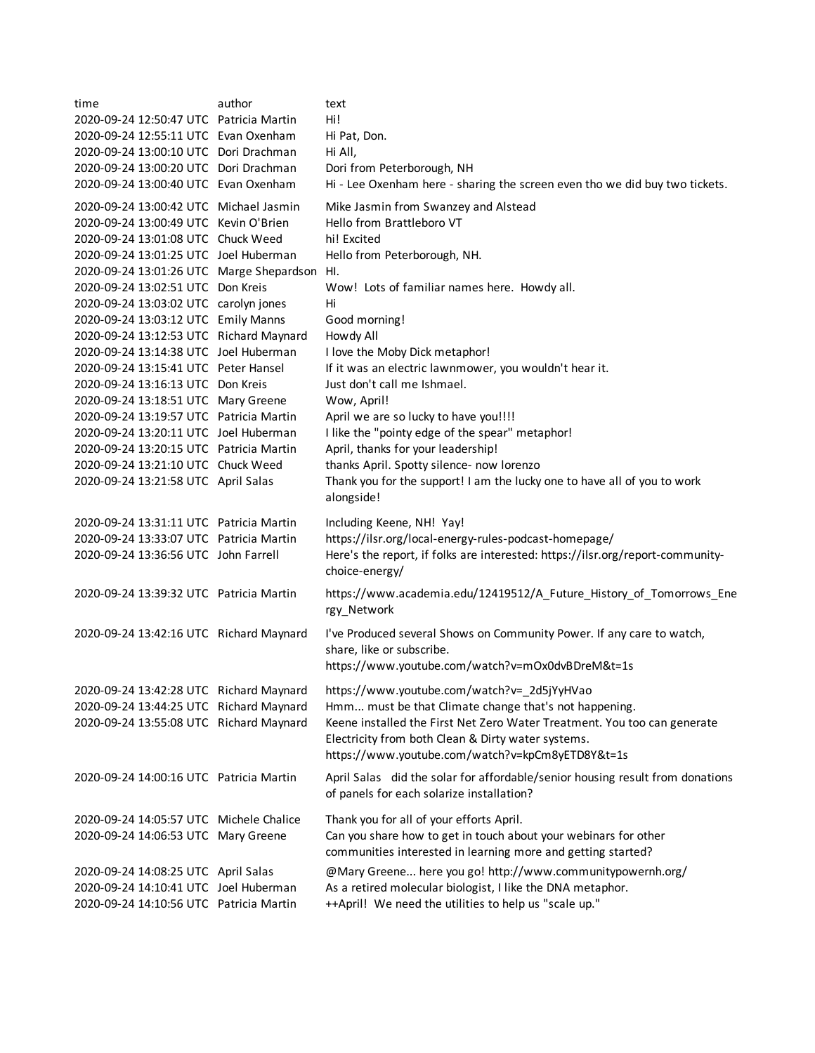| time | author | text |
|---|---|---|
| 2020-09-24 12:50:47 UTC | Patricia Martin | Hi! |
| 2020-09-24 12:55:11 UTC | Evan Oxenham | Hi Pat, Don. |
| 2020-09-24 13:00:10 UTC | Dori Drachman | Hi All, |
| 2020-09-24 13:00:20 UTC | Dori Drachman | Dori from Peterborough, NH |
| 2020-09-24 13:00:40 UTC | Evan Oxenham | Hi - Lee Oxenham here - sharing the screen even tho we did buy two tickets. |
| 2020-09-24 13:00:42 UTC | Michael Jasmin | Mike Jasmin from Swanzey and Alstead |
| 2020-09-24 13:00:49 UTC | Kevin O'Brien | Hello from Brattleboro VT |
| 2020-09-24 13:01:08 UTC | Chuck Weed | hi! Excited |
| 2020-09-24 13:01:25 UTC | Joel Huberman | Hello from Peterborough, NH. |
| 2020-09-24 13:01:26 UTC | Marge Shepardson | HI. |
| 2020-09-24 13:02:51 UTC | Don Kreis | Wow! Lots of familiar names here. Howdy all. |
| 2020-09-24 13:03:02 UTC | carolyn jones | Hi |
| 2020-09-24 13:03:12 UTC | Emily Manns | Good morning! |
| 2020-09-24 13:12:53 UTC | Richard Maynard | Howdy All |
| 2020-09-24 13:14:38 UTC | Joel Huberman | I love the Moby Dick metaphor! |
| 2020-09-24 13:15:41 UTC | Peter Hansel | If it was an electric lawnmower, you wouldn't hear it. |
| 2020-09-24 13:16:13 UTC | Don Kreis | Just don't call me Ishmael. |
| 2020-09-24 13:18:51 UTC | Mary Greene | Wow, April! |
| 2020-09-24 13:19:57 UTC | Patricia Martin | April we are so lucky to have you!!!! |
| 2020-09-24 13:20:11 UTC | Joel Huberman | I like the "pointy edge of the spear" metaphor! |
| 2020-09-24 13:20:15 UTC | Patricia Martin | April, thanks for your leadership! |
| 2020-09-24 13:21:10 UTC | Chuck Weed | thanks April. Spotty silence- now lorenzo |
| 2020-09-24 13:21:58 UTC | April Salas | Thank you for the support! I am the lucky one to have all of you to work alongside! |
| 2020-09-24 13:31:11 UTC | Patricia Martin | Including Keene, NH! Yay! |
| 2020-09-24 13:33:07 UTC | Patricia Martin | https://ilsr.org/local-energy-rules-podcast-homepage/ |
| 2020-09-24 13:36:56 UTC | John Farrell | Here's the report, if folks are interested: https://ilsr.org/report-community-choice-energy/ |
| 2020-09-24 13:39:32 UTC | Patricia Martin | https://www.academia.edu/12419512/A_Future_History_of_Tomorrows_Energy_Network |
| 2020-09-24 13:42:16 UTC | Richard Maynard | I've Produced several Shows on Community Power. If any care to watch, share, like or subscribe. https://www.youtube.com/watch?v=mOx0dvBDreM&t=1s |
| 2020-09-24 13:42:28 UTC | Richard Maynard | https://www.youtube.com/watch?v=_2d5jYyHVao |
| 2020-09-24 13:44:25 UTC | Richard Maynard | Hmm... must be that Climate change that's not happening. |
| 2020-09-24 13:55:08 UTC | Richard Maynard | Keene installed the First Net Zero Water Treatment. You too can generate Electricity from both Clean & Dirty water systems. https://www.youtube.com/watch?v=kpCm8yETD8Y&t=1s |
| 2020-09-24 14:00:16 UTC | Patricia Martin | April Salas did the solar for affordable/senior housing result from donations of panels for each solarize installation? |
| 2020-09-24 14:05:57 UTC | Michele Chalice | Thank you for all of your efforts April. |
| 2020-09-24 14:06:53 UTC | Mary Greene | Can you share how to get in touch about your webinars for other communities interested in learning more and getting started? |
| 2020-09-24 14:08:25 UTC | April Salas | @Mary Greene... here you go! http://www.communitypowernh.org/ |
| 2020-09-24 14:10:41 UTC | Joel Huberman | As a retired molecular biologist, I like the DNA metaphor. |
| 2020-09-24 14:10:56 UTC | Patricia Martin | ++April! We need the utilities to help us "scale up." |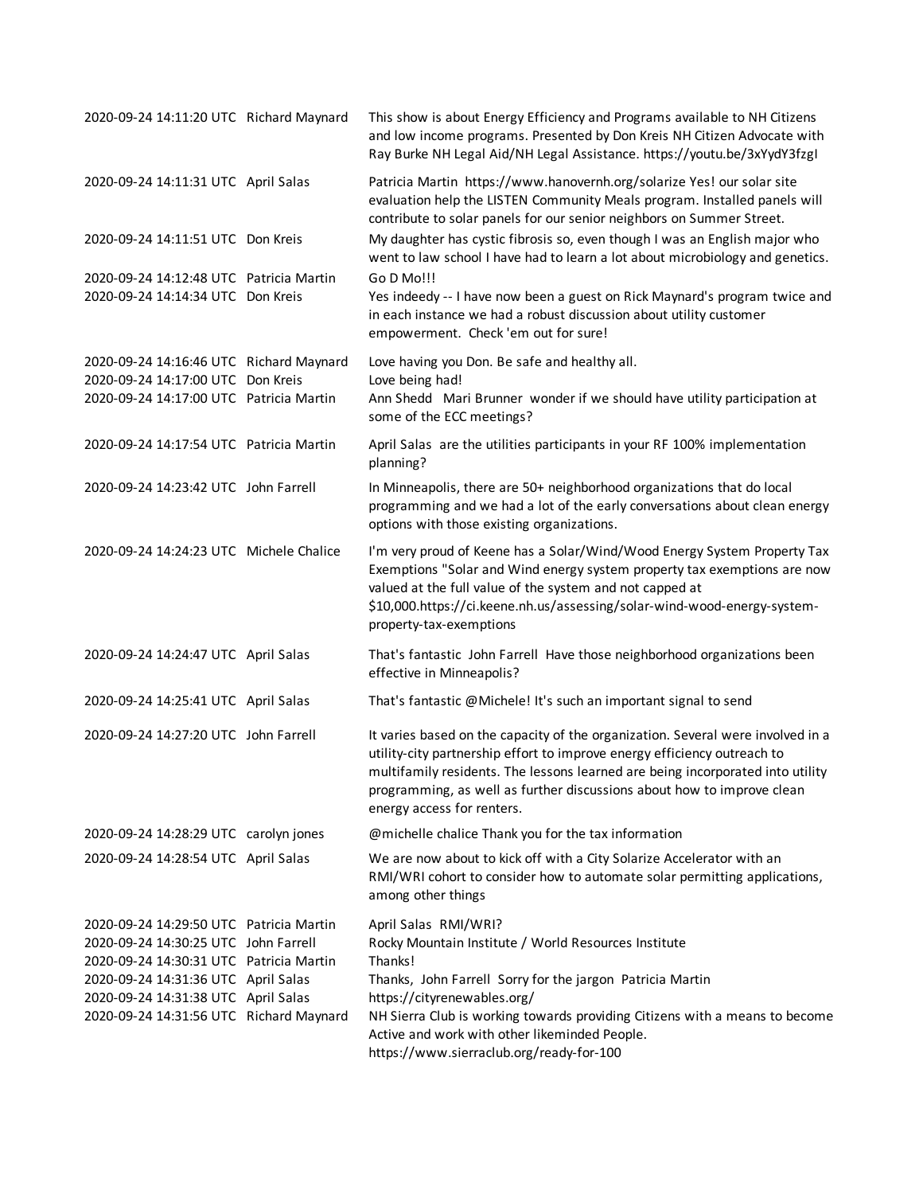| | | |
|---|---|---|
| 2020-09-24 14:11:20 UTC | Richard Maynard | This show is about Energy Efficiency and Programs available to NH Citizens and low income programs. Presented by Don Kreis NH Citizen Advocate with Ray Burke NH Legal Aid/NH Legal Assistance. https://youtu.be/3xYydY3fzgI |
| 2020-09-24 14:11:31 UTC | April Salas | Patricia Martin https://www.hanovernh.org/solarize Yes! our solar site evaluation help the LISTEN Community Meals program. Installed panels will contribute to solar panels for our senior neighbors on Summer Street. |
| 2020-09-24 14:11:51 UTC | Don Kreis | My daughter has cystic fibrosis so, even though I was an English major who went to law school I have had to learn a lot about microbiology and genetics. |
| 2020-09-24 14:12:48 UTC | Patricia Martin | Go D Mo!!! |
| 2020-09-24 14:14:34 UTC | Don Kreis | Yes indeedy -- I have now been a guest on Rick Maynard's program twice and in each instance we had a robust discussion about utility customer empowerment. Check 'em out for sure! |
| 2020-09-24 14:16:46 UTC | Richard Maynard | Love having you Don. Be safe and healthy all. |
| 2020-09-24 14:17:00 UTC | Don Kreis | Love being had! |
| 2020-09-24 14:17:00 UTC | Patricia Martin | Ann Shedd Mari Brunner wonder if we should have utility participation at some of the ECC meetings? |
| 2020-09-24 14:17:54 UTC | Patricia Martin | April Salas are the utilities participants in your RF 100% implementation planning? |
| 2020-09-24 14:23:42 UTC | John Farrell | In Minneapolis, there are 50+ neighborhood organizations that do local programming and we had a lot of the early conversations about clean energy options with those existing organizations. |
| 2020-09-24 14:24:23 UTC | Michele Chalice | I'm very proud of Keene has a Solar/Wind/Wood Energy System Property Tax Exemptions "Solar and Wind energy system property tax exemptions are now valued at the full value of the system and not capped at $10,000.https://ci.keene.nh.us/assessing/solar-wind-wood-energy-system-property-tax-exemptions |
| 2020-09-24 14:24:47 UTC | April Salas | That's fantastic John Farrell Have those neighborhood organizations been effective in Minneapolis? |
| 2020-09-24 14:25:41 UTC | April Salas | That's fantastic @Michele! It's such an important signal to send |
| 2020-09-24 14:27:20 UTC | John Farrell | It varies based on the capacity of the organization. Several were involved in a utility-city partnership effort to improve energy efficiency outreach to multifamily residents. The lessons learned are being incorporated into utility programming, as well as further discussions about how to improve clean energy access for renters. |
| 2020-09-24 14:28:29 UTC | carolyn jones | @michelle chalice Thank you for the tax information |
| 2020-09-24 14:28:54 UTC | April Salas | We are now about to kick off with a City Solarize Accelerator with an RMI/WRI cohort to consider how to automate solar permitting applications, among other things |
| 2020-09-24 14:29:50 UTC | Patricia Martin | April Salas RMI/WRI? |
| 2020-09-24 14:30:25 UTC | John Farrell | Rocky Mountain Institute / World Resources Institute |
| 2020-09-24 14:30:31 UTC | Patricia Martin | Thanks! |
| 2020-09-24 14:31:36 UTC | April Salas | Thanks, John Farrell Sorry for the jargon Patricia Martin |
| 2020-09-24 14:31:38 UTC | April Salas | https://cityrenewables.org/ |
| 2020-09-24 14:31:56 UTC | Richard Maynard | NH Sierra Club is working towards providing Citizens with a means to become Active and work with other likeminded People. https://www.sierraclub.org/ready-for-100 |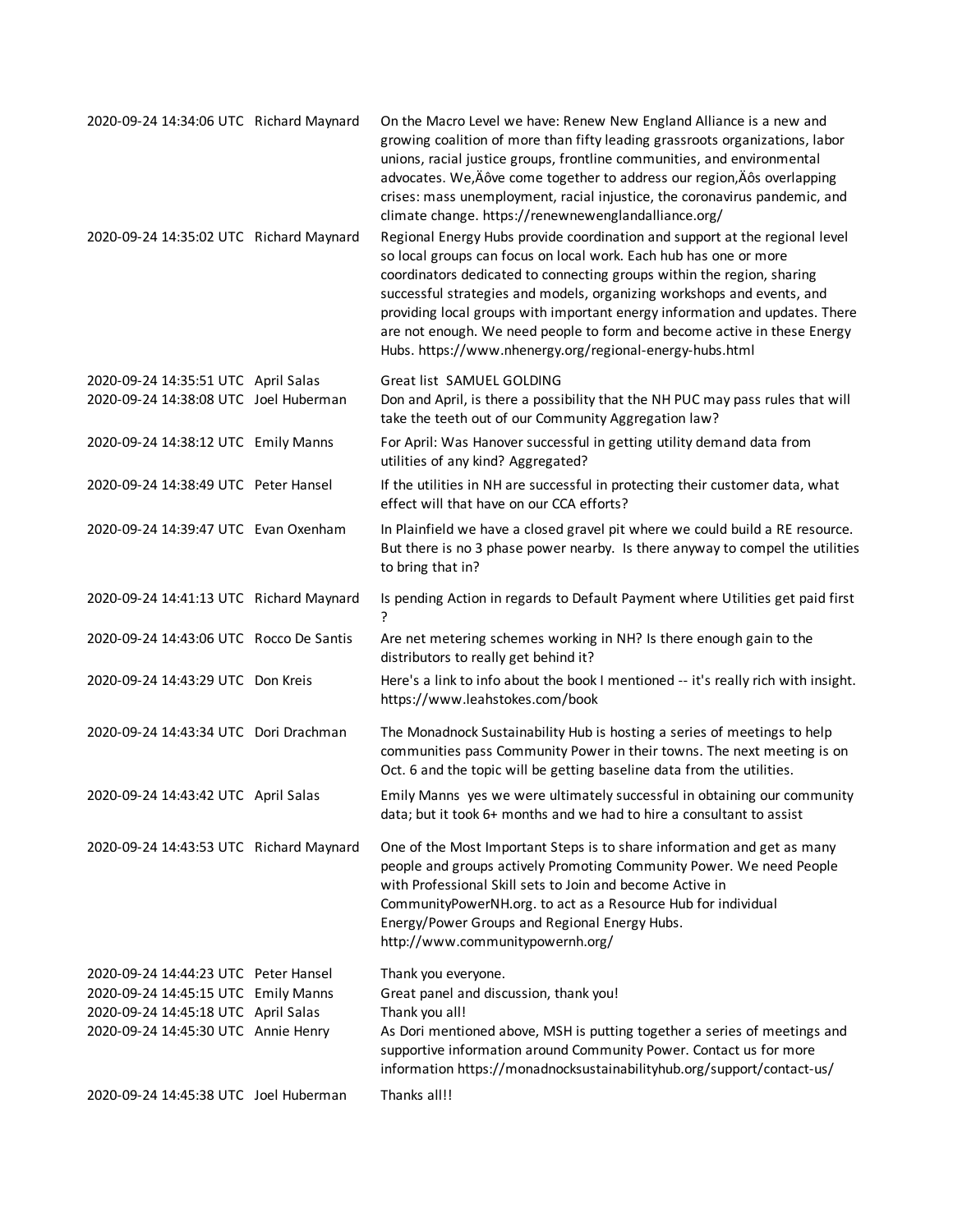| | | |
|---|---|---|
| 2020-09-24 14:34:06 UTC | Richard Maynard | On the Macro Level we have: Renew New England Alliance is a new and growing coalition of more than fifty leading grassroots organizations, labor unions, racial justice groups, frontline communities, and environmental advocates. We,Äôve come together to address our region,Äôs overlapping crises: mass unemployment, racial injustice, the coronavirus pandemic, and climate change. https://renewnewenglandalliance.org/ |
| 2020-09-24 14:35:02 UTC | Richard Maynard | Regional Energy Hubs provide coordination and support at the regional level so local groups can focus on local work. Each hub has one or more coordinators dedicated to connecting groups within the region, sharing successful strategies and models, organizing workshops and events, and providing local groups with important energy information and updates. There are not enough. We need people to form and become active in these Energy Hubs. https://www.nhenergy.org/regional-energy-hubs.html |
| 2020-09-24 14:35:51 UTC | April Salas | Great list SAMUEL GOLDING |
| 2020-09-24 14:38:08 UTC | Joel Huberman | Don and April, is there a possibility that the NH PUC may pass rules that will take the teeth out of our Community Aggregation law? |
| 2020-09-24 14:38:12 UTC | Emily Manns | For April: Was Hanover successful in getting utility demand data from utilities of any kind? Aggregated? |
| 2020-09-24 14:38:49 UTC | Peter Hansel | If the utilities in NH are successful in protecting their customer data, what effect will that have on our CCA efforts? |
| 2020-09-24 14:39:47 UTC | Evan Oxenham | In Plainfield we have a closed gravel pit where we could build a RE resource. But there is no 3 phase power nearby. Is there anyway to compel the utilities to bring that in? |
| 2020-09-24 14:41:13 UTC | Richard Maynard | Is pending Action in regards to Default Payment where Utilities get paid first ? |
| 2020-09-24 14:43:06 UTC | Rocco De Santis | Are net metering schemes working in NH? Is there enough gain to the distributors to really get behind it? |
| 2020-09-24 14:43:29 UTC | Don Kreis | Here's a link to info about the book I mentioned -- it's really rich with insight. https://www.leahstokes.com/book |
| 2020-09-24 14:43:34 UTC | Dori Drachman | The Monadnock Sustainability Hub is hosting a series of meetings to help communities pass Community Power in their towns. The next meeting is on Oct. 6 and the topic will be getting baseline data from the utilities. |
| 2020-09-24 14:43:42 UTC | April Salas | Emily Manns yes we were ultimately successful in obtaining our community data; but it took 6+ months and we had to hire a consultant to assist |
| 2020-09-24 14:43:53 UTC | Richard Maynard | One of the Most Important Steps is to share information and get as many people and groups actively Promoting Community Power. We need People with Professional Skill sets to Join and become Active in CommunityPowerNH.org. to act as a Resource Hub for individual Energy/Power Groups and Regional Energy Hubs. http://www.communitypowernh.org/ |
| 2020-09-24 14:44:23 UTC | Peter Hansel | Thank you everyone. |
| 2020-09-24 14:45:15 UTC | Emily Manns | Great panel and discussion, thank you! |
| 2020-09-24 14:45:18 UTC | April Salas | Thank you all! |
| 2020-09-24 14:45:30 UTC | Annie Henry | As Dori mentioned above, MSH is putting together a series of meetings and supportive information around Community Power. Contact us for more information https://monadnocksustainabilityhub.org/support/contact-us/ |
| 2020-09-24 14:45:38 UTC | Joel Huberman | Thanks all!! |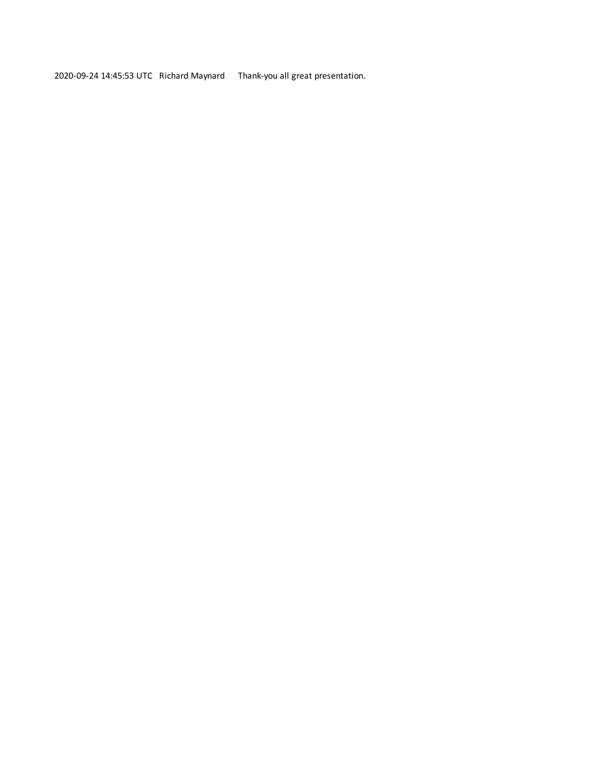2020-09-24 14:45:53 UTC   Richard Maynard   Thank-you all great presentation.